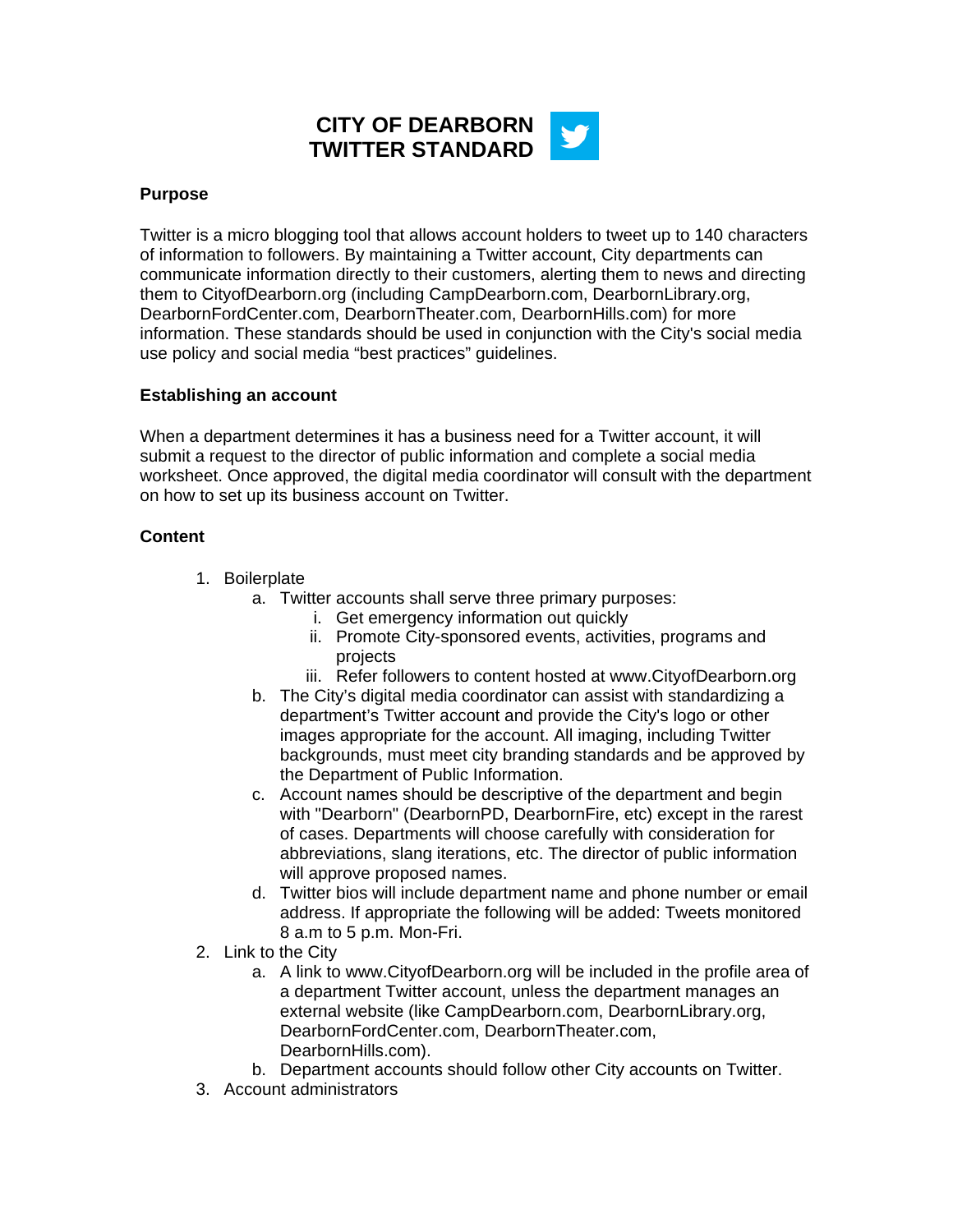# CITY OF DEARBORN TWITTER STANDARD

**Purpose**

Twitter is a micro blogging tool that allows account holders to tweet up to 140 characters of information to followers. By maintaining a Twitter account, City departments can communicate information directly to their customers, alerting them to news and directing them to CityofDearborn.org (including CampDearborn.com, DearbornLibrary.org, DearbornFordCenter.com, DearbornTheater.com, DearbornHills.com) for more information. These standards should be used in conjunction with the City's social media use policy and social media "best practices" guidelines.

**Establishing an account**

When a department determines it has a business need for a Twitter account, it will submit a request to the director of public information and complete a social media worksheet. Once approved, the digital media coordinator will consult with the department on how to set up its business account on Twitter.

**Content**

1. Boilerplate
   a. Twitter accounts shall serve three primary purposes:
      i. Get emergency information out quickly
      ii. Promote City-sponsored events, activities, programs and projects
      iii. Refer followers to content hosted at www.CityofDearborn.org
   b. The City's digital media coordinator can assist with standardizing a department's Twitter account and provide the City's logo or other images appropriate for the account. All imaging, including Twitter backgrounds, must meet city branding standards and be approved by the Department of Public Information.
   c. Account names should be descriptive of the department and begin with "Dearborn" (DearbornPD, DearbornFire, etc) except in the rarest of cases. Departments will choose carefully with consideration for abbreviations, slang iterations, etc. The director of public information will approve proposed names.
   d. Twitter bios will include department name and phone number or email address. If appropriate the following will be added: Tweets monitored 8 a.m to 5 p.m. Mon-Fri.
2. Link to the City
   a. A link to www.CityofDearborn.org will be included in the profile area of a department Twitter account, unless the department manages an external website (like CampDearborn.com, DearbornLibrary.org, DearbornFordCenter.com, DearbornTheater.com, DearbornHills.com).
   b. Department accounts should follow other City accounts on Twitter.
3. Account administrators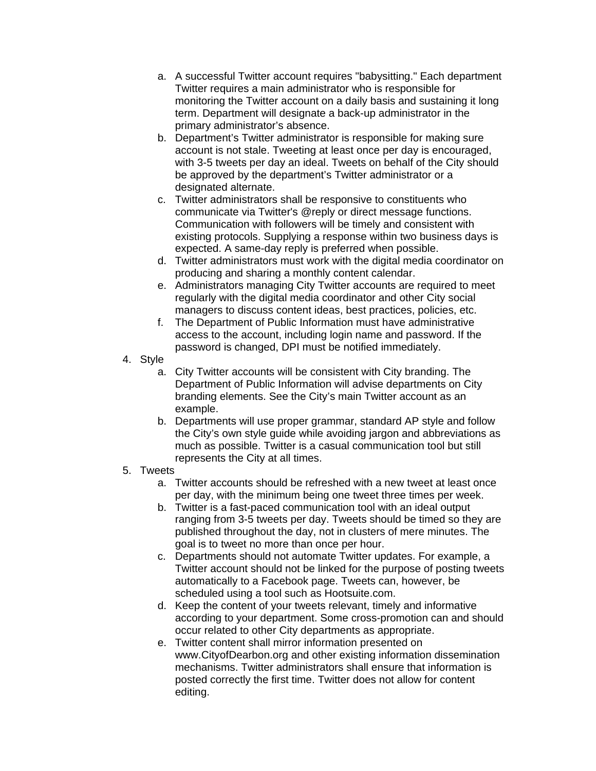a. A successful Twitter account requires "babysitting." Each department Twitter requires a main administrator who is responsible for monitoring the Twitter account on a daily basis and sustaining it long term. Department will designate a back-up administrator in the primary administrator's absence.
b. Department's Twitter administrator is responsible for making sure account is not stale. Tweeting at least once per day is encouraged, with 3-5 tweets per day an ideal. Tweets on behalf of the City should be approved by the department's Twitter administrator or a designated alternate.
c. Twitter administrators shall be responsive to constituents who communicate via Twitter's @reply or direct message functions. Communication with followers will be timely and consistent with existing protocols. Supplying a response within two business days is expected. A same-day reply is preferred when possible.
d. Twitter administrators must work with the digital media coordinator on producing and sharing a monthly content calendar.
e. Administrators managing City Twitter accounts are required to meet regularly with the digital media coordinator and other City social managers to discuss content ideas, best practices, policies, etc.
f. The Department of Public Information must have administrative access to the account, including login name and password. If the password is changed, DPI must be notified immediately.

4. Style
    a. City Twitter accounts will be consistent with City branding. The Department of Public Information will advise departments on City branding elements. See the City's main Twitter account as an example.
    b. Departments will use proper grammar, standard AP style and follow the City's own style guide while avoiding jargon and abbreviations as much as possible. Twitter is a casual communication tool but still represents the City at all times.
5. Tweets
    a. Twitter accounts should be refreshed with a new tweet at least once per day, with the minimum being one tweet three times per week.
    b. Twitter is a fast-paced communication tool with an ideal output ranging from 3-5 tweets per day. Tweets should be timed so they are published throughout the day, not in clusters of mere minutes. The goal is to tweet no more than once per hour.
    c. Departments should not automate Twitter updates. For example, a Twitter account should not be linked for the purpose of posting tweets automatically to a Facebook page. Tweets can, however, be scheduled using a tool such as Hootsuite.com.
    d. Keep the content of your tweets relevant, timely and informative according to your department. Some cross-promotion can and should occur related to other City departments as appropriate.
    e. Twitter content shall mirror information presented on www.CityofDearbon.org and other existing information dissemination mechanisms. Twitter administrators shall ensure that information is posted correctly the first time. Twitter does not allow for content editing.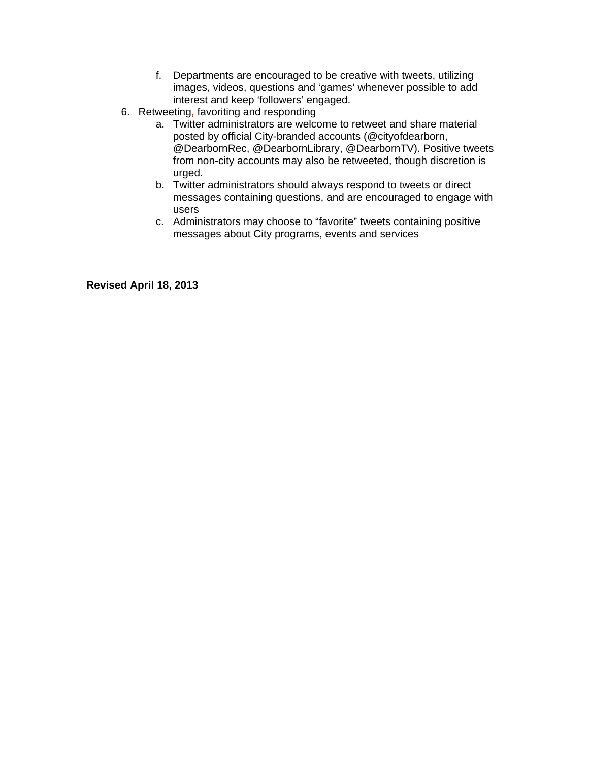f. Departments are encouraged to be creative with tweets, utilizing images, videos, questions and 'games' whenever possible to add interest and keep 'followers' engaged.

6. Retweeting, favoriting and responding
   a. Twitter administrators are welcome to retweet and share material posted by official City-branded accounts (@cityofdearborn, @DearbornRec, @DearbornLibrary, @DearbornTV). Positive tweets from non-city accounts may also be retweeted, though discretion is urged.
   b. Twitter administrators should always respond to tweets or direct messages containing questions, and are encouraged to engage with users
   c. Administrators may choose to "favorite" tweets containing positive messages about City programs, events and services

**Revised April 18, 2013**